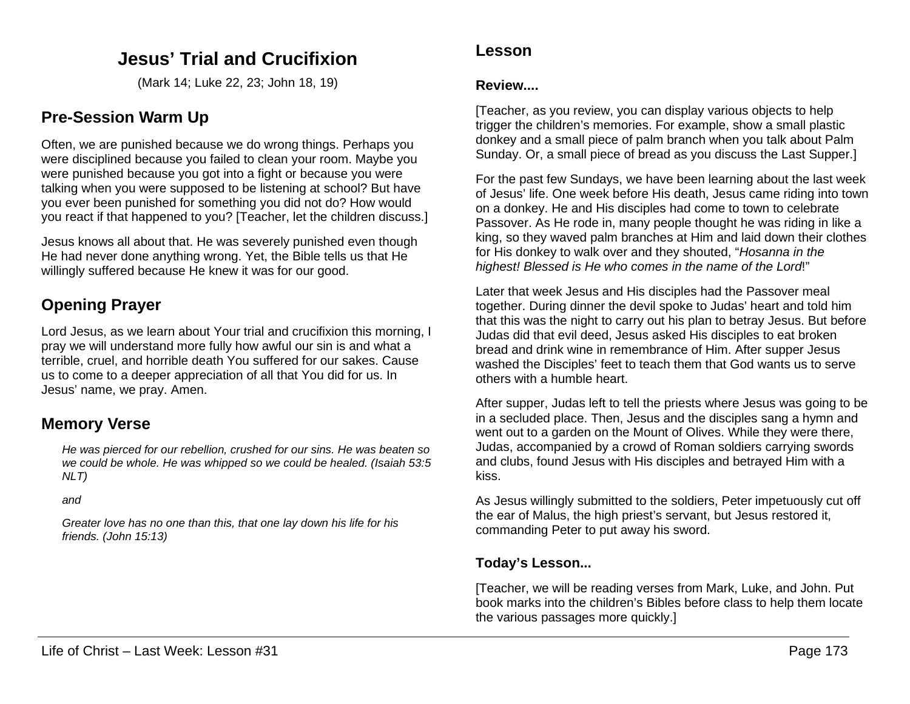# Jesus' Trial and Crucifixion

(Mark 14; Luke 22, 23; John 18, 19)

## Pre-Session Warm Up

Often, we are punished because we do wrong things. Perhaps you were disciplined because you failed to clean your room. Maybe you were punished because you got into a fight or because you were talking when you were supposed to be listening at school? But have you ever been punished for something you did not do? How would you react if that happened to you? [Teacher, let the children discuss.]

Jesus knows all about that. He was severely punished even though He had never done anything wrong. Yet, the Bible tells us that He willingly suffered because He knew it was for our good.

## Opening Prayer

Lord Jesus, as we learn about Your trial and crucifixion this morning, I pray we will understand more fully how awful our sin is and what a terrible, cruel, and horrible death You suffered for our sakes. Cause us to come to a deeper appreciation of all that You did for us. In Jesus' name, we pray. Amen.

## Memory Verse

> *He was pierced for our rebellion, crushed for our sins. He was beaten so we could be whole. He was whipped so we could be healed. (Isaiah 53:5 NLT)*
>
> *and*
>
> *Greater love has no one than this, that one lay down his life for his friends. (John 15:13)*

## Lesson

### Review....

[Teacher, as you review, you can display various objects to help trigger the children's memories. For example, show a small plastic donkey and a small piece of palm branch when you talk about Palm Sunday. Or, a small piece of bread as you discuss the Last Supper.]

For the past few Sundays, we have been learning about the last week of Jesus' life. One week before His death, Jesus came riding into town on a donkey. He and His disciples had come to town to celebrate Passover. As He rode in, many people thought he was riding in like a king, so they waved palm branches at Him and laid down their clothes for His donkey to walk over and they shouted, "*Hosanna in the highest! Blessed is He who comes in the name of the Lord*!"

Later that week Jesus and His disciples had the Passover meal together. During dinner the devil spoke to Judas' heart and told him that this was the night to carry out his plan to betray Jesus. But before Judas did that evil deed, Jesus asked His disciples to eat broken bread and drink wine in remembrance of Him. After supper Jesus washed the Disciples' feet to teach them that God wants us to serve others with a humble heart.

After supper, Judas left to tell the priests where Jesus was going to be in a secluded place. Then, Jesus and the disciples sang a hymn and went out to a garden on the Mount of Olives. While they were there, Judas, accompanied by a crowd of Roman soldiers carrying swords and clubs, found Jesus with His disciples and betrayed Him with a kiss.

As Jesus willingly submitted to the soldiers, Peter impetuously cut off the ear of Malus, the high priest's servant, but Jesus restored it, commanding Peter to put away his sword.

### Today's Lesson...

[Teacher, we will be reading verses from Mark, Luke, and John. Put book marks into the children's Bibles before class to help them locate the various passages more quickly.]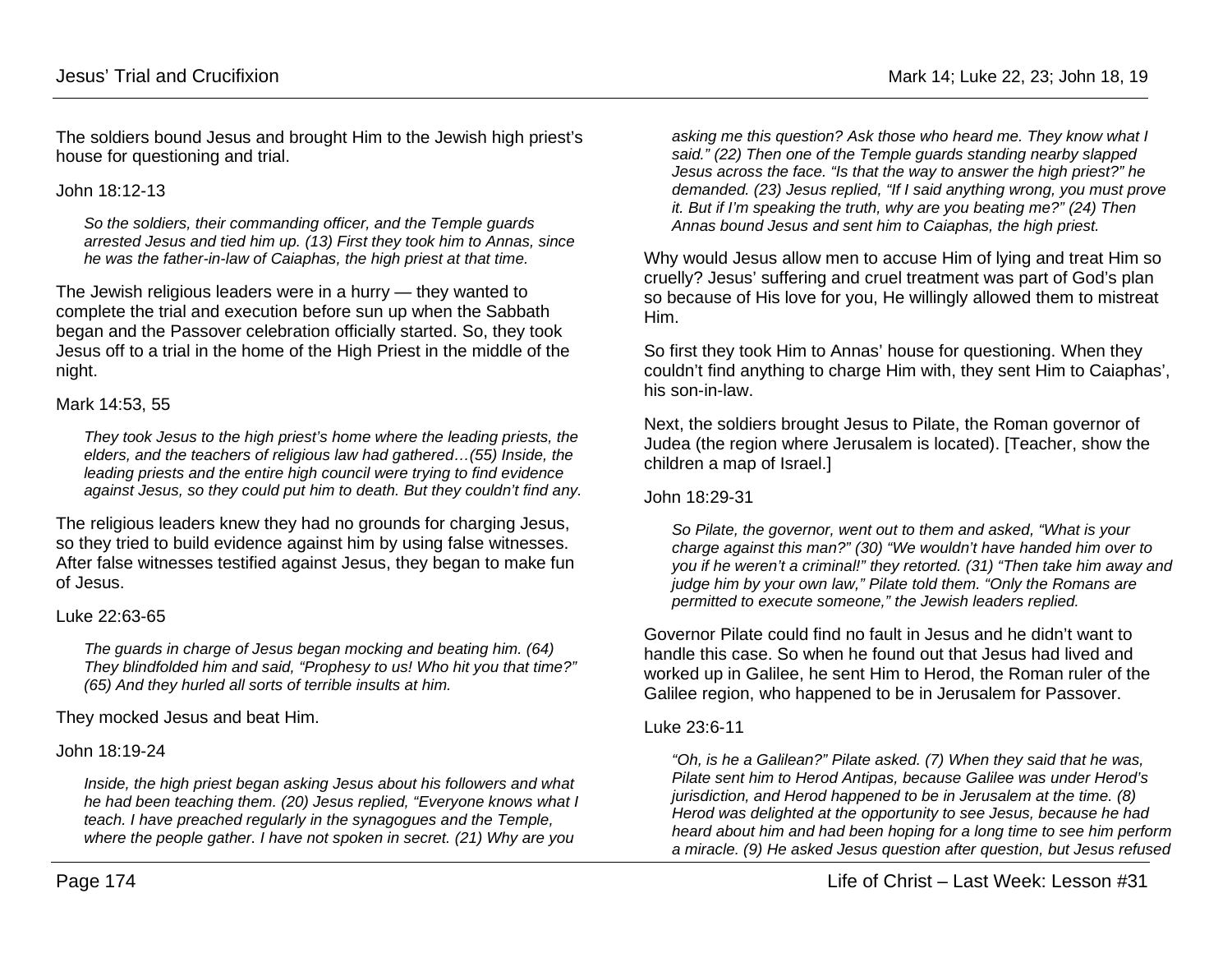The soldiers bound Jesus and brought Him to the Jewish high priest's house for questioning and trial.

John 18:12-13

> *So the soldiers, their commanding officer, and the Temple guards arrested Jesus and tied him up. (13) First they took him to Annas, since he was the father-in-law of Caiaphas, the high priest at that time.*

The Jewish religious leaders were in a hurry — they wanted to complete the trial and execution before sun up when the Sabbath began and the Passover celebration officially started. So, they took Jesus off to a trial in the home of the High Priest in the middle of the night.

Mark 14:53, 55

> *They took Jesus to the high priest's home where the leading priests, the elders, and the teachers of religious law had gathered…(55) Inside, the leading priests and the entire high council were trying to find evidence against Jesus, so they could put him to death. But they couldn't find any.*

The religious leaders knew they had no grounds for charging Jesus, so they tried to build evidence against him by using false witnesses. After false witnesses testified against Jesus, they began to make fun of Jesus.

Luke 22:63-65

> *The guards in charge of Jesus began mocking and beating him. (64) They blindfolded him and said, "Prophesy to us! Who hit you that time?" (65) And they hurled all sorts of terrible insults at him.*

They mocked Jesus and beat Him.

John 18:19-24

> *Inside, the high priest began asking Jesus about his followers and what he had been teaching them. (20) Jesus replied, "Everyone knows what I teach. I have preached regularly in the synagogues and the Temple, where the people gather. I have not spoken in secret. (21) Why are you asking me this question? Ask those who heard me. They know what I said." (22) Then one of the Temple guards standing nearby slapped Jesus across the face. "Is that the way to answer the high priest?" he demanded. (23) Jesus replied, "If I said anything wrong, you must prove it. But if I'm speaking the truth, why are you beating me?" (24) Then Annas bound Jesus and sent him to Caiaphas, the high priest.*

Why would Jesus allow men to accuse Him of lying and treat Him so cruelly? Jesus' suffering and cruel treatment was part of God's plan so because of His love for you, He willingly allowed them to mistreat Him.

So first they took Him to Annas' house for questioning. When they couldn't find anything to charge Him with, they sent Him to Caiaphas', his son-in-law.

Next, the soldiers brought Jesus to Pilate, the Roman governor of Judea (the region where Jerusalem is located). [Teacher, show the children a map of Israel.]

John 18:29-31

> *So Pilate, the governor, went out to them and asked, "What is your charge against this man?" (30) "We wouldn't have handed him over to you if he weren't a criminal!" they retorted. (31) "Then take him away and judge him by your own law," Pilate told them. "Only the Romans are permitted to execute someone," the Jewish leaders replied.*

Governor Pilate could find no fault in Jesus and he didn't want to handle this case. So when he found out that Jesus had lived and worked up in Galilee, he sent Him to Herod, the Roman ruler of the Galilee region, who happened to be in Jerusalem for Passover.

Luke 23:6-11

> *"Oh, is he a Galilean?" Pilate asked. (7) When they said that he was, Pilate sent him to Herod Antipas, because Galilee was under Herod's jurisdiction, and Herod happened to be in Jerusalem at the time. (8) Herod was delighted at the opportunity to see Jesus, because he had heard about him and had been hoping for a long time to see him perform a miracle. (9) He asked Jesus question after question, but Jesus refused*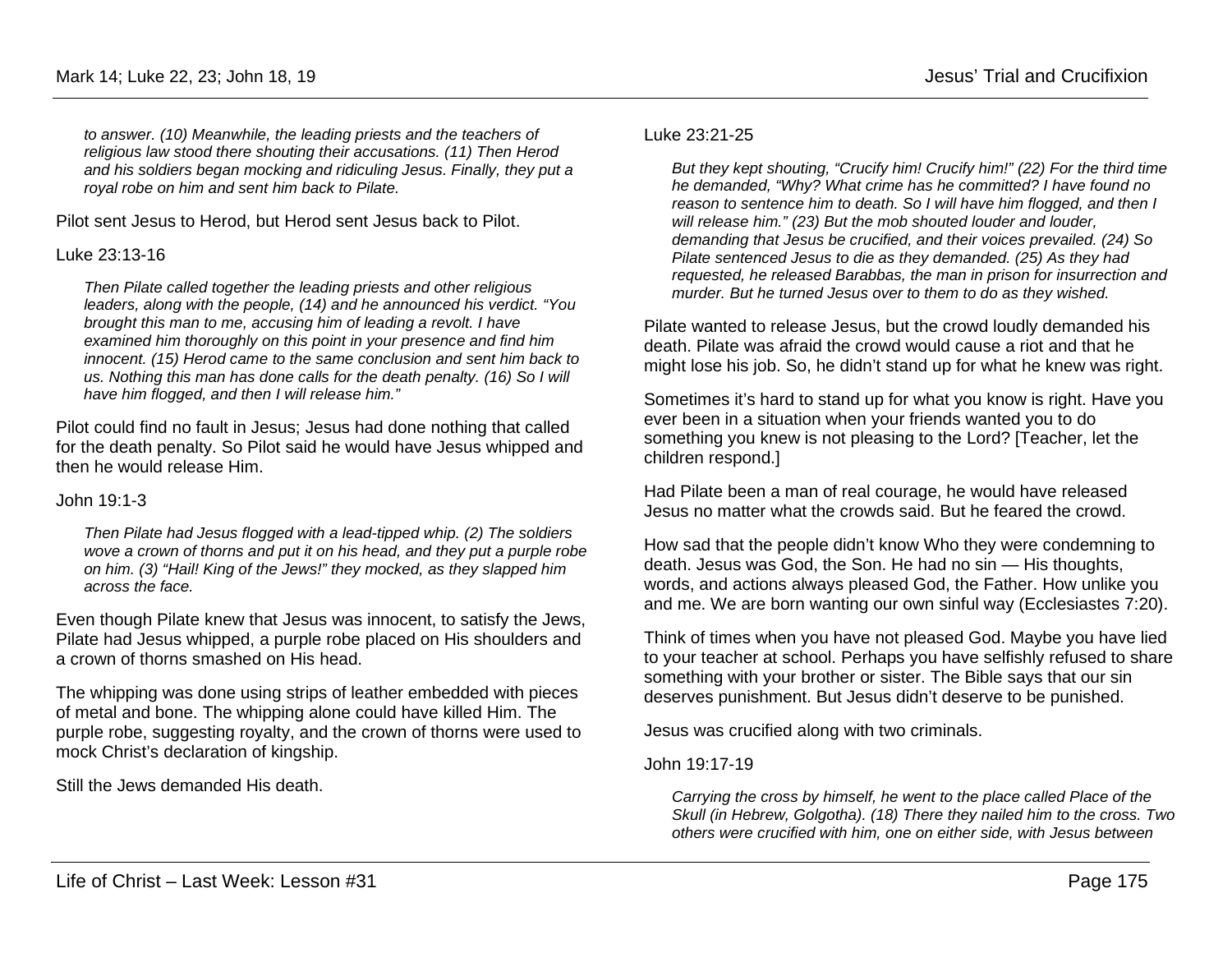*to answer. (10) Meanwhile, the leading priests and the teachers of religious law stood there shouting their accusations. (11) Then Herod and his soldiers began mocking and ridiculing Jesus. Finally, they put a royal robe on him and sent him back to Pilate.*

Pilot sent Jesus to Herod, but Herod sent Jesus back to Pilot.

Luke 23:13-16

> *Then Pilate called together the leading priests and other religious leaders, along with the people, (14) and he announced his verdict. "You brought this man to me, accusing him of leading a revolt. I have examined him thoroughly on this point in your presence and find him innocent. (15) Herod came to the same conclusion and sent him back to us. Nothing this man has done calls for the death penalty. (16) So I will have him flogged, and then I will release him."*

Pilot could find no fault in Jesus; Jesus had done nothing that called for the death penalty. So Pilot said he would have Jesus whipped and then he would release Him.

John 19:1-3

> *Then Pilate had Jesus flogged with a lead-tipped whip. (2) The soldiers wove a crown of thorns and put it on his head, and they put a purple robe on him. (3) "Hail! King of the Jews!" they mocked, as they slapped him across the face.*

Even though Pilate knew that Jesus was innocent, to satisfy the Jews, Pilate had Jesus whipped, a purple robe placed on His shoulders and a crown of thorns smashed on His head.

The whipping was done using strips of leather embedded with pieces of metal and bone. The whipping alone could have killed Him. The purple robe, suggesting royalty, and the crown of thorns were used to mock Christ's declaration of kingship.

Still the Jews demanded His death.

Luke 23:21-25

> *But they kept shouting, "Crucify him! Crucify him!" (22) For the third time he demanded, "Why? What crime has he committed? I have found no reason to sentence him to death. So I will have him flogged, and then I will release him." (23) But the mob shouted louder and louder, demanding that Jesus be crucified, and their voices prevailed. (24) So Pilate sentenced Jesus to die as they demanded. (25) As they had requested, he released Barabbas, the man in prison for insurrection and murder. But he turned Jesus over to them to do as they wished.*

Pilate wanted to release Jesus, but the crowd loudly demanded his death. Pilate was afraid the crowd would cause a riot and that he might lose his job. So, he didn't stand up for what he knew was right.

Sometimes it's hard to stand up for what you know is right. Have you ever been in a situation when your friends wanted you to do something you knew is not pleasing to the Lord? [Teacher, let the children respond.]

Had Pilate been a man of real courage, he would have released Jesus no matter what the crowds said. But he feared the crowd.

How sad that the people didn't know Who they were condemning to death. Jesus was God, the Son. He had no sin — His thoughts, words, and actions always pleased God, the Father. How unlike you and me. We are born wanting our own sinful way (Ecclesiastes 7:20).

Think of times when you have not pleased God. Maybe you have lied to your teacher at school. Perhaps you have selfishly refused to share something with your brother or sister. The Bible says that our sin deserves punishment. But Jesus didn't deserve to be punished.

Jesus was crucified along with two criminals.

John 19:17-19

> *Carrying the cross by himself, he went to the place called Place of the Skull (in Hebrew, Golgotha). (18) There they nailed him to the cross. Two others were crucified with him, one on either side, with Jesus between*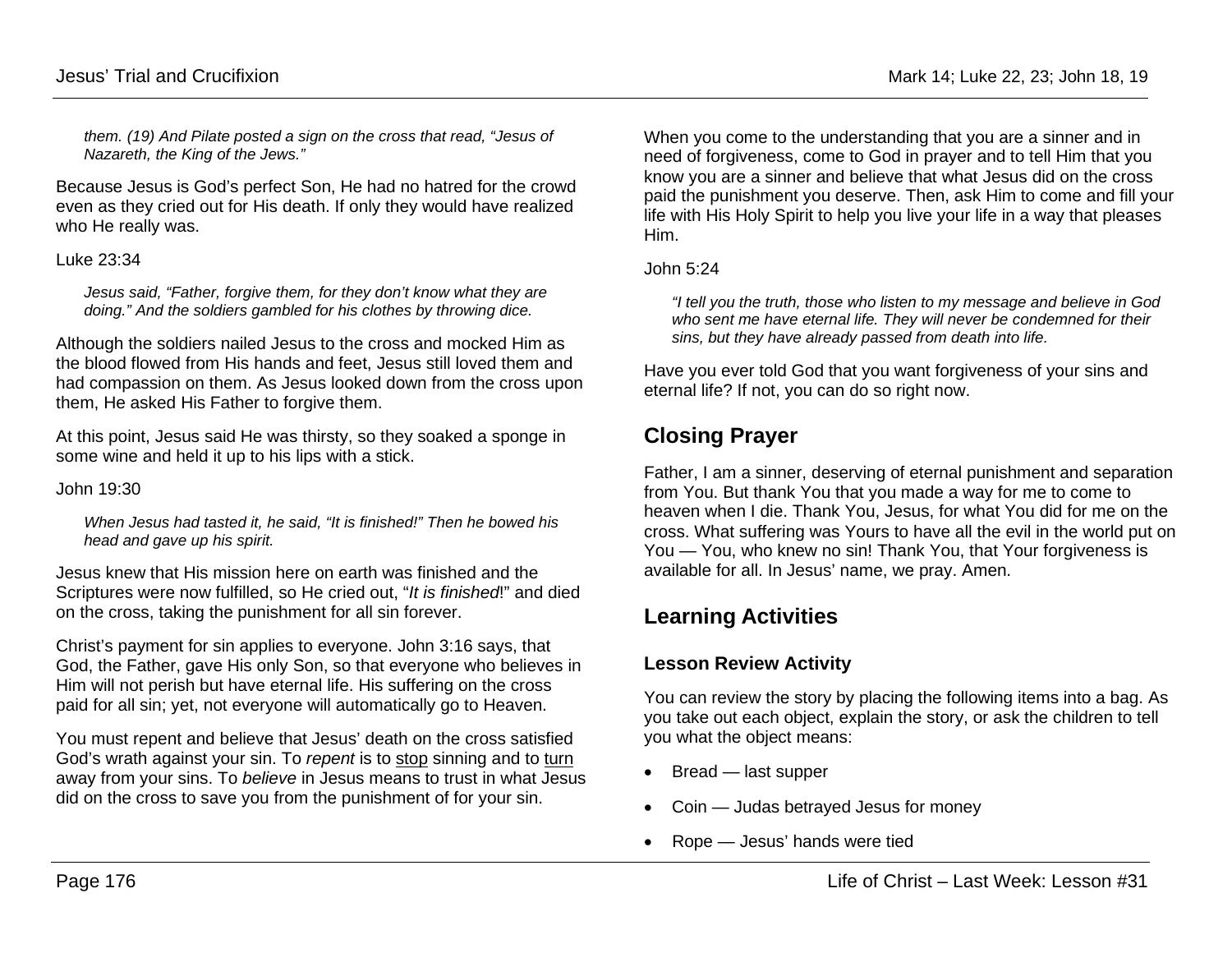*them. (19) And Pilate posted a sign on the cross that read, "Jesus of Nazareth, the King of the Jews."*

Because Jesus is God's perfect Son, He had no hatred for the crowd even as they cried out for His death. If only they would have realized who He really was.

Luke 23:34

> *Jesus said, "Father, forgive them, for they don't know what they are doing." And the soldiers gambled for his clothes by throwing dice.*

Although the soldiers nailed Jesus to the cross and mocked Him as the blood flowed from His hands and feet, Jesus still loved them and had compassion on them. As Jesus looked down from the cross upon them, He asked His Father to forgive them.

At this point, Jesus said He was thirsty, so they soaked a sponge in some wine and held it up to his lips with a stick.

John 19:30

> *When Jesus had tasted it, he said, "It is finished!" Then he bowed his head and gave up his spirit.*

Jesus knew that His mission here on earth was finished and the Scriptures were now fulfilled, so He cried out, "*It is finished*!" and died on the cross, taking the punishment for all sin forever.

Christ's payment for sin applies to everyone. John 3:16 says, that God, the Father, gave His only Son, so that everyone who believes in Him will not perish but have eternal life. His suffering on the cross paid for all sin; yet, not everyone will automatically go to Heaven.

You must repent and believe that Jesus' death on the cross satisfied God's wrath against your sin. To *repent* is to stop sinning and to turn away from your sins. To *believe* in Jesus means to trust in what Jesus did on the cross to save you from the punishment of for your sin.

When you come to the understanding that you are a sinner and in need of forgiveness, come to God in prayer and to tell Him that you know you are a sinner and believe that what Jesus did on the cross paid the punishment you deserve. Then, ask Him to come and fill your life with His Holy Spirit to help you live your life in a way that pleases Him.

John 5:24

> *"I tell you the truth, those who listen to my message and believe in God who sent me have eternal life. They will never be condemned for their sins, but they have already passed from death into life.*

Have you ever told God that you want forgiveness of your sins and eternal life? If not, you can do so right now.

## Closing Prayer

Father, I am a sinner, deserving of eternal punishment and separation from You. But thank You that you made a way for me to come to heaven when I die. Thank You, Jesus, for what You did for me on the cross. What suffering was Yours to have all the evil in the world put on You — You, who knew no sin! Thank You, that Your forgiveness is available for all. In Jesus' name, we pray. Amen.

## Learning Activities

### Lesson Review Activity

You can review the story by placing the following items into a bag. As you take out each object, explain the story, or ask the children to tell you what the object means:

- Bread — last supper
- Coin — Judas betrayed Jesus for money
- Rope — Jesus' hands were tied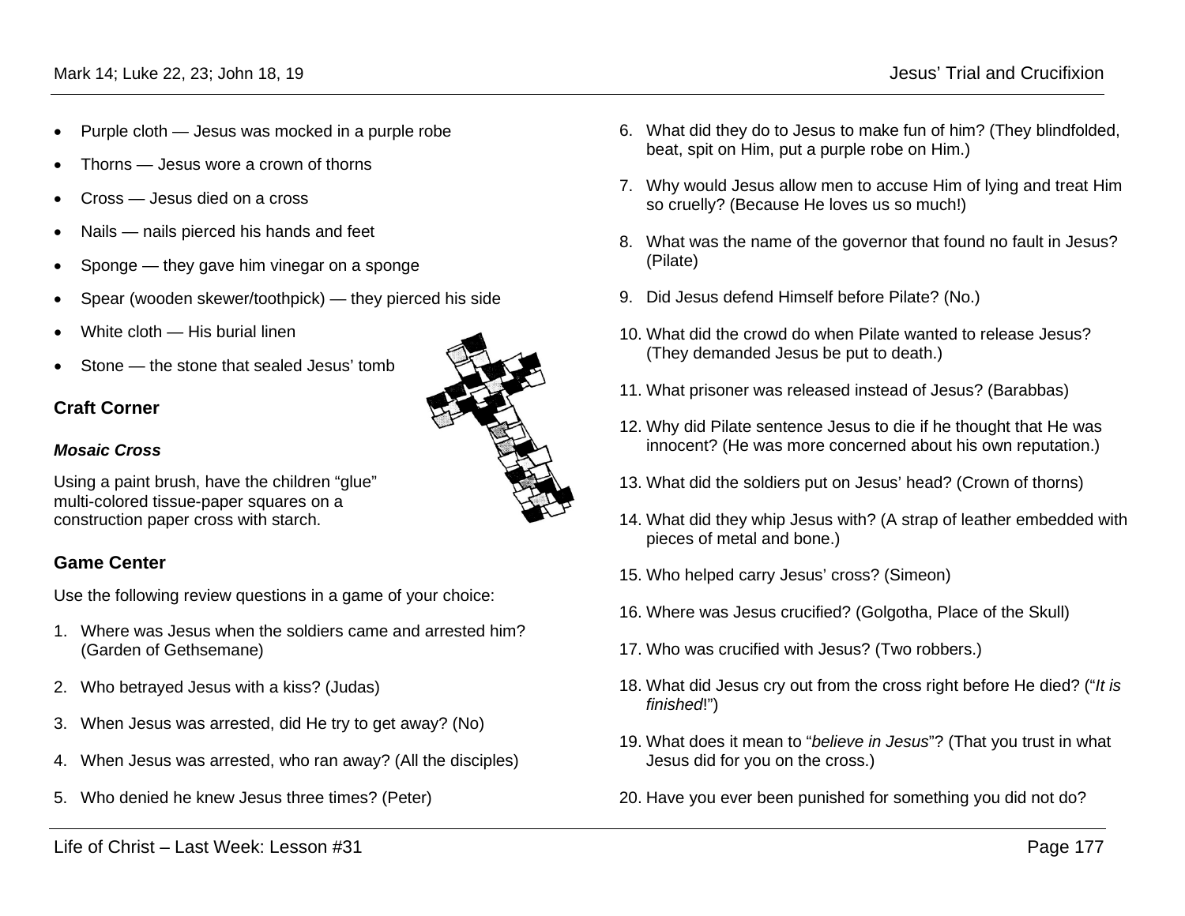- Purple cloth — Jesus was mocked in a purple robe
- Thorns — Jesus wore a crown of thorns
- Cross — Jesus died on a cross
- Nails — nails pierced his hands and feet
- Sponge — they gave him vinegar on a sponge
- Spear (wooden skewer/toothpick) — they pierced his side
- White cloth — His burial linen
- Stone — the stone that sealed Jesus' tomb

### Craft Corner

#### *Mosaic Cross*

Using a paint brush, have the children "glue" multi-colored tissue-paper squares on a construction paper cross with starch.

### Game Center

Use the following review questions in a game of your choice:

1. Where was Jesus when the soldiers came and arrested him? (Garden of Gethsemane)
2. Who betrayed Jesus with a kiss? (Judas)
3. When Jesus was arrested, did He try to get away? (No)
4. When Jesus was arrested, who ran away? (All the disciples)
5. Who denied he knew Jesus three times? (Peter)
6. What did they do to Jesus to make fun of him? (They blindfolded, beat, spit on Him, put a purple robe on Him.)
7. Why would Jesus allow men to accuse Him of lying and treat Him so cruelly? (Because He loves us so much!)
8. What was the name of the governor that found no fault in Jesus? (Pilate)
9. Did Jesus defend Himself before Pilate? (No.)
10. What did the crowd do when Pilate wanted to release Jesus? (They demanded Jesus be put to death.)
11. What prisoner was released instead of Jesus? (Barabbas)
12. Why did Pilate sentence Jesus to die if he thought that He was innocent? (He was more concerned about his own reputation.)
13. What did the soldiers put on Jesus' head? (Crown of thorns)
14. What did they whip Jesus with? (A strap of leather embedded with pieces of metal and bone.)
15. Who helped carry Jesus' cross? (Simeon)
16. Where was Jesus crucified? (Golgotha, Place of the Skull)
17. Who was crucified with Jesus? (Two robbers.)
18. What did Jesus cry out from the cross right before He died? ("*It is finished*!")
19. What does it mean to "*believe in Jesus*"? (That you trust in what Jesus did for you on the cross.)
20. Have you ever been punished for something you did not do?